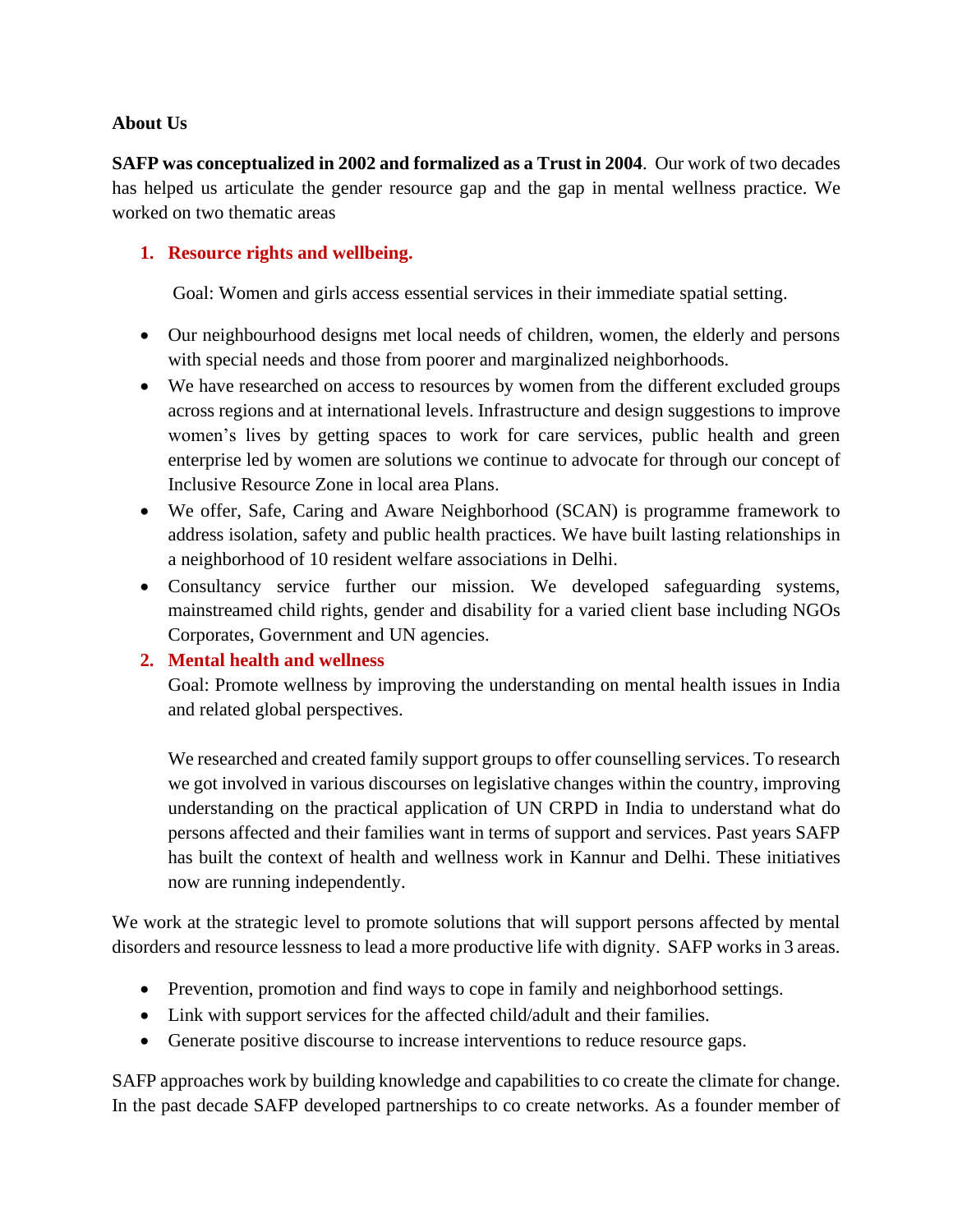**About Us**

**SAFP was conceptualized in 2002 and formalized as a Trust in 2004**. Our work of two decades has helped us articulate the gender resource gap and the gap in mental wellness practice. We worked on two thematic areas

1. **Resource rights and wellbeing.**

   Goal: Women and girls access essential services in their immediate spatial setting.

- Our neighbourhood designs met local needs of children, women, the elderly and persons with special needs and those from poorer and marginalized neighborhoods.
- We have researched on access to resources by women from the different excluded groups across regions and at international levels. Infrastructure and design suggestions to improve women's lives by getting spaces to work for care services, public health and green enterprise led by women are solutions we continue to advocate for through our concept of Inclusive Resource Zone in local area Plans.
- We offer, Safe, Caring and Aware Neighborhood (SCAN) is programme framework to address isolation, safety and public health practices. We have built lasting relationships in a neighborhood of 10 resident welfare associations in Delhi.
- Consultancy service further our mission. We developed safeguarding systems, mainstreamed child rights, gender and disability for a varied client base including NGOs Corporates, Government and UN agencies.

2. **Mental health and wellness**

   Goal: Promote wellness by improving the understanding on mental health issues in India and related global perspectives.

   We researched and created family support groups to offer counselling services. To research we got involved in various discourses on legislative changes within the country, improving understanding on the practical application of UN CRPD in India to understand what do persons affected and their families want in terms of support and services. Past years SAFP has built the context of health and wellness work in Kannur and Delhi. These initiatives now are running independently.

We work at the strategic level to promote solutions that will support persons affected by mental disorders and resource lessness to lead a more productive life with dignity. SAFP works in 3 areas.

- Prevention, promotion and find ways to cope in family and neighborhood settings.
- Link with support services for the affected child/adult and their families.
- Generate positive discourse to increase interventions to reduce resource gaps.

SAFP approaches work by building knowledge and capabilities to co create the climate for change. In the past decade SAFP developed partnerships to co create networks. As a founder member of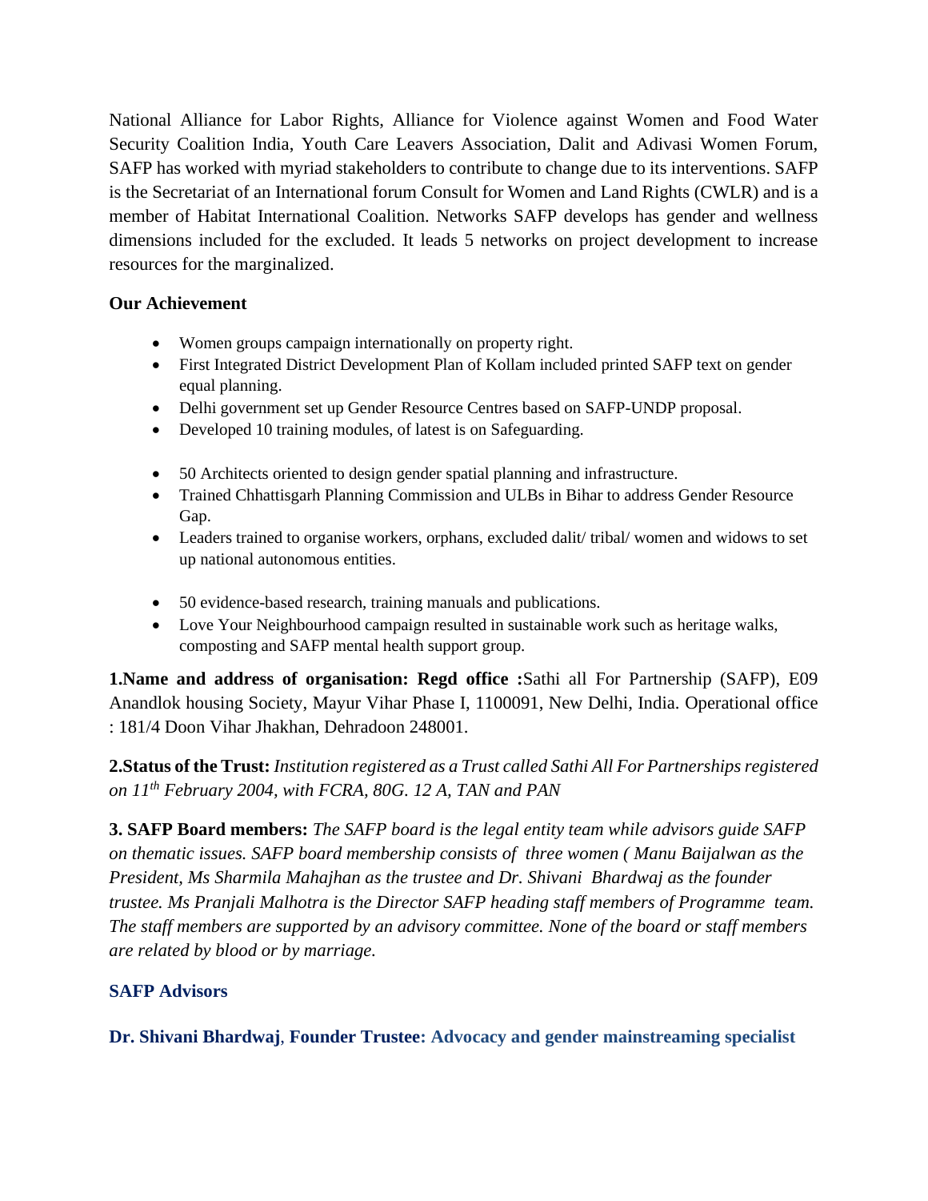National Alliance for Labor Rights, Alliance for Violence against Women and Food Water Security Coalition India, Youth Care Leavers Association, Dalit and Adivasi Women Forum, SAFP has worked with myriad stakeholders to contribute to change due to its interventions. SAFP is the Secretariat of an International forum Consult for Women and Land Rights (CWLR) and is a member of Habitat International Coalition. Networks SAFP develops has gender and wellness dimensions included for the excluded. It leads 5 networks on project development to increase resources for the marginalized.

**Our Achievement**

- Women groups campaign internationally on property right.
- First Integrated District Development Plan of Kollam included printed SAFP text on gender equal planning.
- Delhi government set up Gender Resource Centres based on SAFP-UNDP proposal.
- Developed 10 training modules, of latest is on Safeguarding.

- 50 Architects oriented to design gender spatial planning and infrastructure.
- Trained Chhattisgarh Planning Commission and ULBs in Bihar to address Gender Resource Gap.
- Leaders trained to organise workers, orphans, excluded dalit/ tribal/ women and widows to set up national autonomous entities.

- 50 evidence-based research, training manuals and publications.
- Love Your Neighbourhood campaign resulted in sustainable work such as heritage walks, composting and SAFP mental health support group.

**1.Name and address of organisation: Regd office :**Sathi all For Partnership (SAFP), E09 Anandlok housing Society, Mayur Vihar Phase I, 1100091, New Delhi, India. Operational office : 181/4 Doon Vihar Jhakhan, Dehradoon 248001.

**2.Status of the Trust:** *Institution registered as a Trust called Sathi All For Partnerships registered on 11th February 2004, with FCRA, 80G. 12 A, TAN and PAN*

**3. SAFP Board members:** *The SAFP board is the legal entity team while advisors guide SAFP on thematic issues. SAFP board membership consists of three women ( Manu Baijalwan as the President, Ms Sharmila Mahajhan as the trustee and Dr. Shivani Bhardwaj as the founder trustee. Ms Pranjali Malhotra is the Director SAFP heading staff members of Programme team. The staff members are supported by an advisory committee. None of the board or staff members are related by blood or by marriage.*

**SAFP Advisors**

**Dr. Shivani Bhardwaj, Founder Trustee: Advocacy and gender mainstreaming specialist**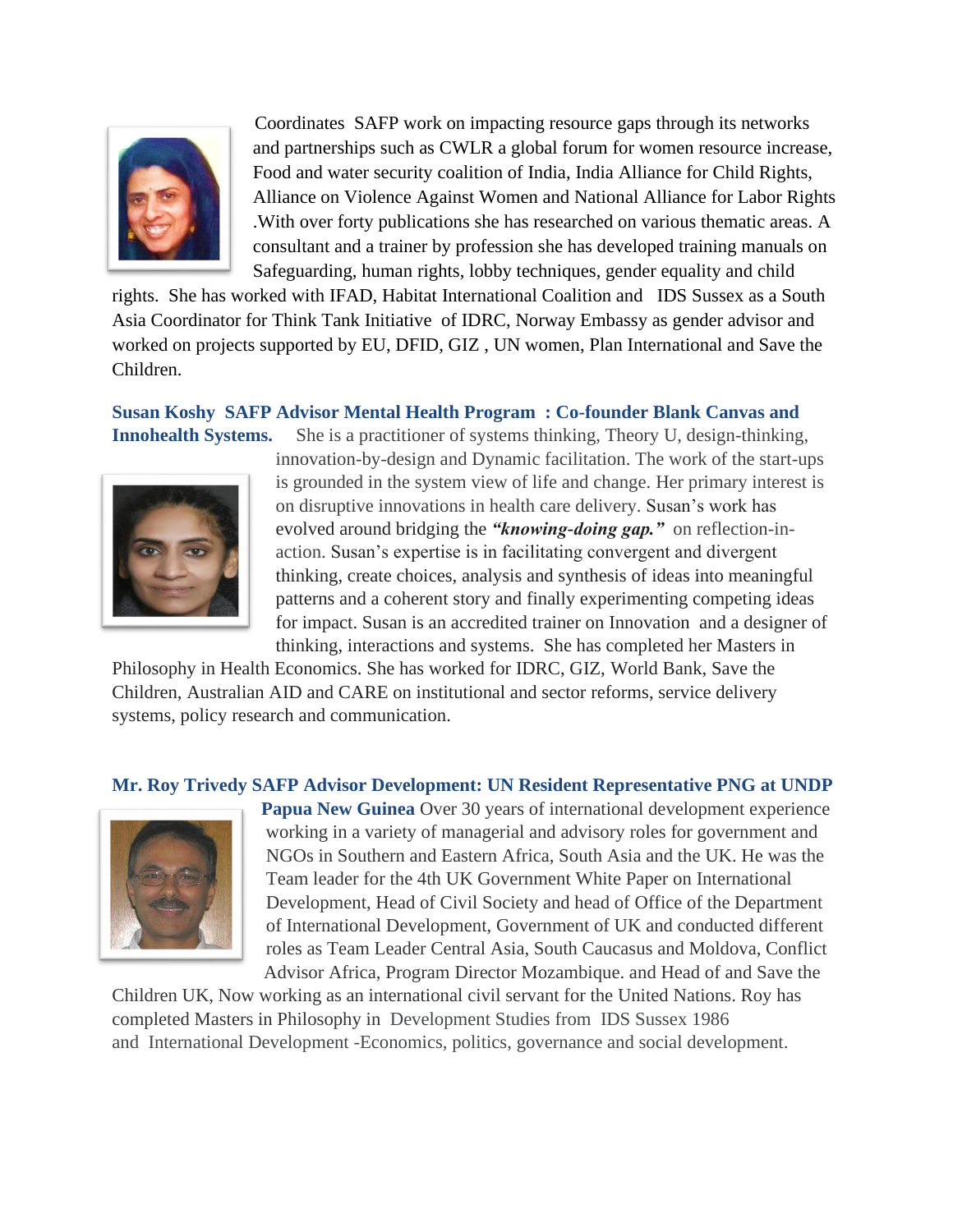Coordinates SAFP work on impacting resource gaps through its networks and partnerships such as CWLR a global forum for women resource increase, Food and water security coalition of India, India Alliance for Child Rights, Alliance on Violence Against Women and National Alliance for Labor Rights .With over forty publications she has researched on various thematic areas. A consultant and a trainer by profession she has developed training manuals on Safeguarding, human rights, lobby techniques, gender equality and child rights. She has worked with IFAD, Habitat International Coalition and IDS Sussex as a South Asia Coordinator for Think Tank Initiative of IDRC, Norway Embassy as gender advisor and worked on projects supported by EU, DFID, GIZ , UN women, Plan International and Save the Children.

**Susan Koshy SAFP Advisor Mental Health Program : Co-founder Blank Canvas and Innohealth Systems.** She is a practitioner of systems thinking, Theory U, design-thinking, innovation-by-design and Dynamic facilitation. The work of the start-ups is grounded in the system view of life and change. Her primary interest is on disruptive innovations in health care delivery. Susan's work has evolved around bridging the ***"knowing-doing gap."*** on reflection-in-action. Susan's expertise is in facilitating convergent and divergent thinking, create choices, analysis and synthesis of ideas into meaningful patterns and a coherent story and finally experimenting competing ideas for impact. Susan is an accredited trainer on Innovation and a designer of thinking, interactions and systems. She has completed her Masters in Philosophy in Health Economics. She has worked for IDRC, GIZ, World Bank, Save the Children, Australian AID and CARE on institutional and sector reforms, service delivery systems, policy research and communication.

**Mr. Roy Trivedy SAFP Advisor Development: UN Resident Representative PNG at UNDP Papua New Guinea** Over 30 years of international development experience working in a variety of managerial and advisory roles for government and NGOs in Southern and Eastern Africa, South Asia and the UK. He was the Team leader for the 4th UK Government White Paper on International Development, Head of Civil Society and head of Office of the Department of International Development, Government of UK and conducted different roles as Team Leader Central Asia, South Caucasus and Moldova, Conflict Advisor Africa, Program Director Mozambique. and Head of and Save the Children UK, Now working as an international civil servant for the United Nations. Roy has completed Masters in Philosophy in Development Studies from IDS Sussex 1986 and International Development -Economics, politics, governance and social development.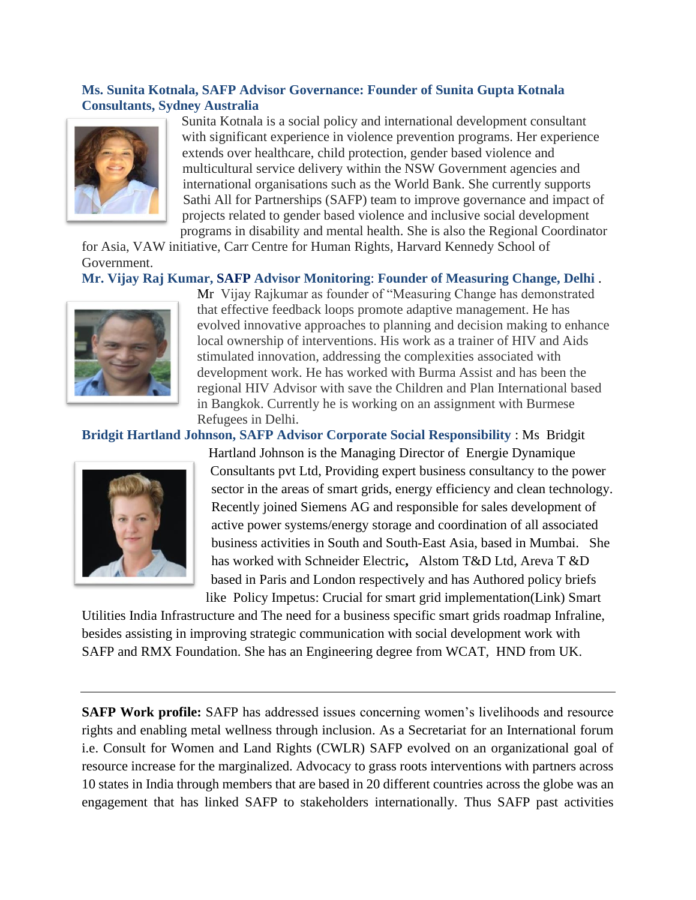**Ms. Sunita Kotnala, SAFP Advisor Governance: Founder of Sunita Gupta Kotnala Consultants, Sydney Australia**

Sunita Kotnala is a social policy and international development consultant with significant experience in violence prevention programs. Her experience extends over healthcare, child protection, gender based violence and multicultural service delivery within the NSW Government agencies and international organisations such as the World Bank. She currently supports Sathi All for Partnerships (SAFP) team to improve governance and impact of projects related to gender based violence and inclusive social development programs in disability and mental health. She is also the Regional Coordinator for Asia, VAW initiative, Carr Centre for Human Rights, Harvard Kennedy School of Government.

**Mr. Vijay Raj Kumar, SAFP Advisor Monitoring: Founder of Measuring Change, Delhi** .

Mr Vijay Rajkumar as founder of "Measuring Change has demonstrated that effective feedback loops promote adaptive management. He has evolved innovative approaches to planning and decision making to enhance local ownership of interventions. His work as a trainer of HIV and Aids stimulated innovation, addressing the complexities associated with development work. He has worked with Burma Assist and has been the regional HIV Advisor with save the Children and Plan International based in Bangkok. Currently he is working on an assignment with Burmese Refugees in Delhi.

**Bridgit Hartland Johnson, SAFP Advisor Corporate Social Responsibility** : Ms Bridgit Hartland Johnson is the Managing Director of Energie Dynamique Consultants pvt Ltd, Providing expert business consultancy to the power sector in the areas of smart grids, energy efficiency and clean technology. Recently joined Siemens AG and responsible for sales development of active power systems/energy storage and coordination of all associated business activities in South and South-East Asia, based in Mumbai. She has worked with Schneider Electric**,** Alstom T&D Ltd, Areva T &D based in Paris and London respectively and has Authored policy briefs like Policy Impetus: Crucial for smart grid implementation(Link) Smart Utilities India Infrastructure and The need for a business specific smart grids roadmap Infraline, besides assisting in improving strategic communication with social development work with SAFP and RMX Foundation. She has an Engineering degree from WCAT, HND from UK.

---

**SAFP Work profile:** SAFP has addressed issues concerning women's livelihoods and resource rights and enabling metal wellness through inclusion. As a Secretariat for an International forum i.e. Consult for Women and Land Rights (CWLR) SAFP evolved on an organizational goal of resource increase for the marginalized. Advocacy to grass roots interventions with partners across 10 states in India through members that are based in 20 different countries across the globe was an engagement that has linked SAFP to stakeholders internationally. Thus SAFP past activities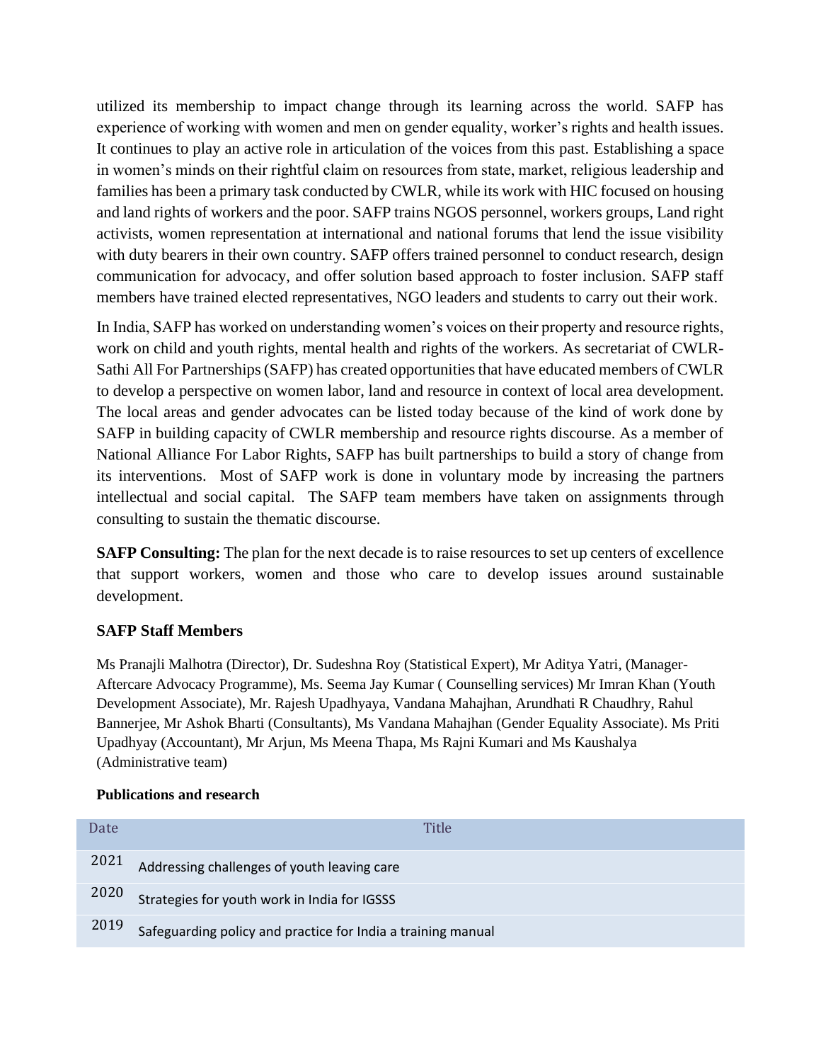utilized its membership to impact change through its learning across the world. SAFP has experience of working with women and men on gender equality, worker's rights and health issues. It continues to play an active role in articulation of the voices from this past. Establishing a space in women's minds on their rightful claim on resources from state, market, religious leadership and families has been a primary task conducted by CWLR, while its work with HIC focused on housing and land rights of workers and the poor. SAFP trains NGOS personnel, workers groups, Land right activists, women representation at international and national forums that lend the issue visibility with duty bearers in their own country. SAFP offers trained personnel to conduct research, design communication for advocacy, and offer solution based approach to foster inclusion. SAFP staff members have trained elected representatives, NGO leaders and students to carry out their work.

In India, SAFP has worked on understanding women's voices on their property and resource rights, work on child and youth rights, mental health and rights of the workers. As secretariat of CWLR-Sathi All For Partnerships (SAFP) has created opportunities that have educated members of CWLR to develop a perspective on women labor, land and resource in context of local area development. The local areas and gender advocates can be listed today because of the kind of work done by SAFP in building capacity of CWLR membership and resource rights discourse. As a member of National Alliance For Labor Rights, SAFP has built partnerships to build a story of change from its interventions. Most of SAFP work is done in voluntary mode by increasing the partners intellectual and social capital. The SAFP team members have taken on assignments through consulting to sustain the thematic discourse.

**SAFP Consulting:** The plan for the next decade is to raise resources to set up centers of excellence that support workers, women and those who care to develop issues around sustainable development.

### SAFP Staff Members

Ms Pranajli Malhotra (Director), Dr. Sudeshna Roy (Statistical Expert), Mr Aditya Yatri, (Manager-Aftercare Advocacy Programme), Ms. Seema Jay Kumar ( Counselling services) Mr Imran Khan (Youth Development Associate), Mr. Rajesh Upadhyaya, Vandana Mahajhan, Arundhati R Chaudhry, Rahul Bannerjee, Mr Ashok Bharti (Consultants), Ms Vandana Mahajhan (Gender Equality Associate). Ms Priti Upadhyay (Accountant), Mr Arjun, Ms Meena Thapa, Ms Rajni Kumari and Ms Kaushalya (Administrative team)

#### Publications and research

| Date | Title |
|---|---|
| 2021 | Addressing challenges of youth leaving care |
| 2020 | Strategies for youth work in India for IGSSS |
| 2019 | Safeguarding policy and practice for India a training manual |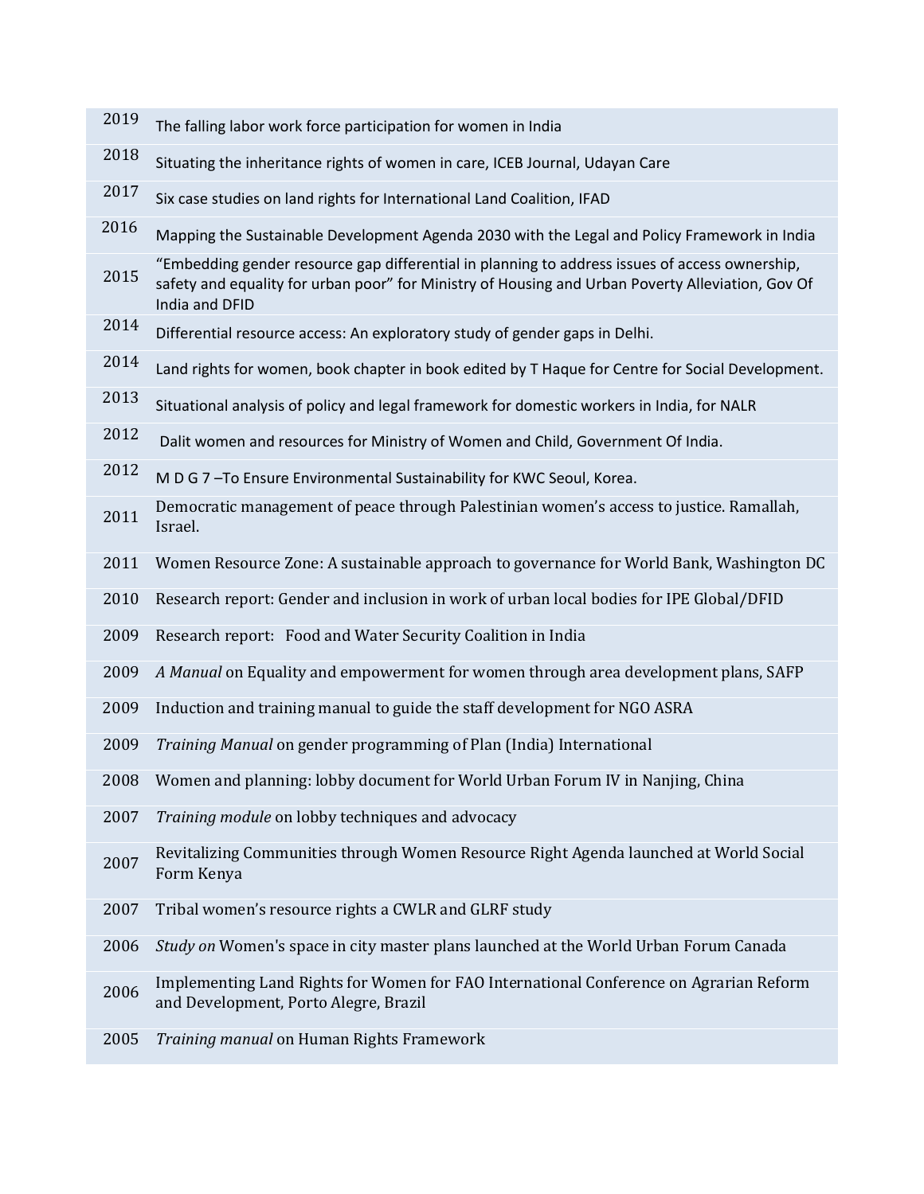| | |
|---|---|
| 2019 | The falling labor work force participation for women in India |
| 2018 | Situating the inheritance rights of women in care, ICEB Journal, Udayan Care |
| 2017 | Six case studies on land rights for International Land Coalition, IFAD |
| 2016 | Mapping the Sustainable Development Agenda 2030 with the Legal and Policy Framework in India |
| 2015 | "Embedding gender resource gap differential in planning to address issues of access ownership, safety and equality for urban poor" for Ministry of Housing and Urban Poverty Alleviation, Gov Of India and DFID |
| 2014 | Differential resource access: An exploratory study of gender gaps in Delhi. |
| 2014 | Land rights for women, book chapter in book edited by T Haque for Centre for Social Development. |
| 2013 | Situational analysis of policy and legal framework for domestic workers in India, for NALR |
| 2012 | Dalit women and resources for Ministry of Women and Child, Government Of India. |
| 2012 | M D G 7 –To Ensure Environmental Sustainability for KWC Seoul, Korea. |
| 2011 | Democratic management of peace through Palestinian women's access to justice. Ramallah, Israel. |
| 2011 | Women Resource Zone: A sustainable approach to governance for World Bank, Washington DC |
| 2010 | Research report: Gender and inclusion in work of urban local bodies for IPE Global/DFID |
| 2009 | Research report: Food and Water Security Coalition in India |
| 2009 | *A Manual* on Equality and empowerment for women through area development plans, SAFP |
| 2009 | Induction and training manual to guide the staff development for NGO ASRA |
| 2009 | *Training Manual* on gender programming of Plan (India) International |
| 2008 | Women and planning: lobby document for World Urban Forum IV in Nanjing, China |
| 2007 | *Training module* on lobby techniques and advocacy |
| 2007 | Revitalizing Communities through Women Resource Right Agenda launched at World Social Form Kenya |
| 2007 | Tribal women's resource rights a CWLR and GLRF study |
| 2006 | *Study on* Women's space in city master plans launched at the World Urban Forum Canada |
| 2006 | Implementing Land Rights for Women for FAO International Conference on Agrarian Reform and Development, Porto Alegre, Brazil |
| 2005 | *Training manual* on Human Rights Framework |